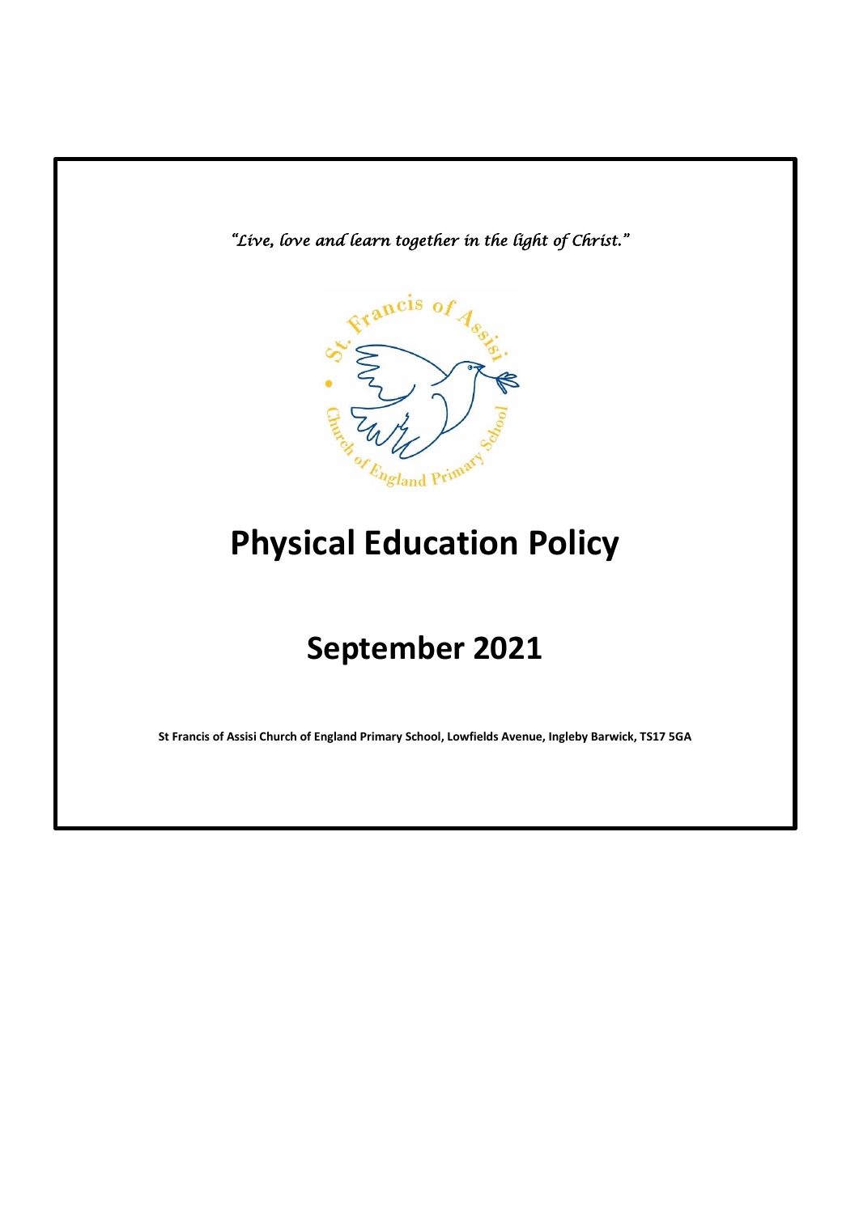*"Live, love and learn together in the light of Christ."*

# Physical Education Policy

## September 2021

**St Francis of Assisi Church of England Primary School, Lowfields Avenue, Ingleby Barwick, TS17 5GA**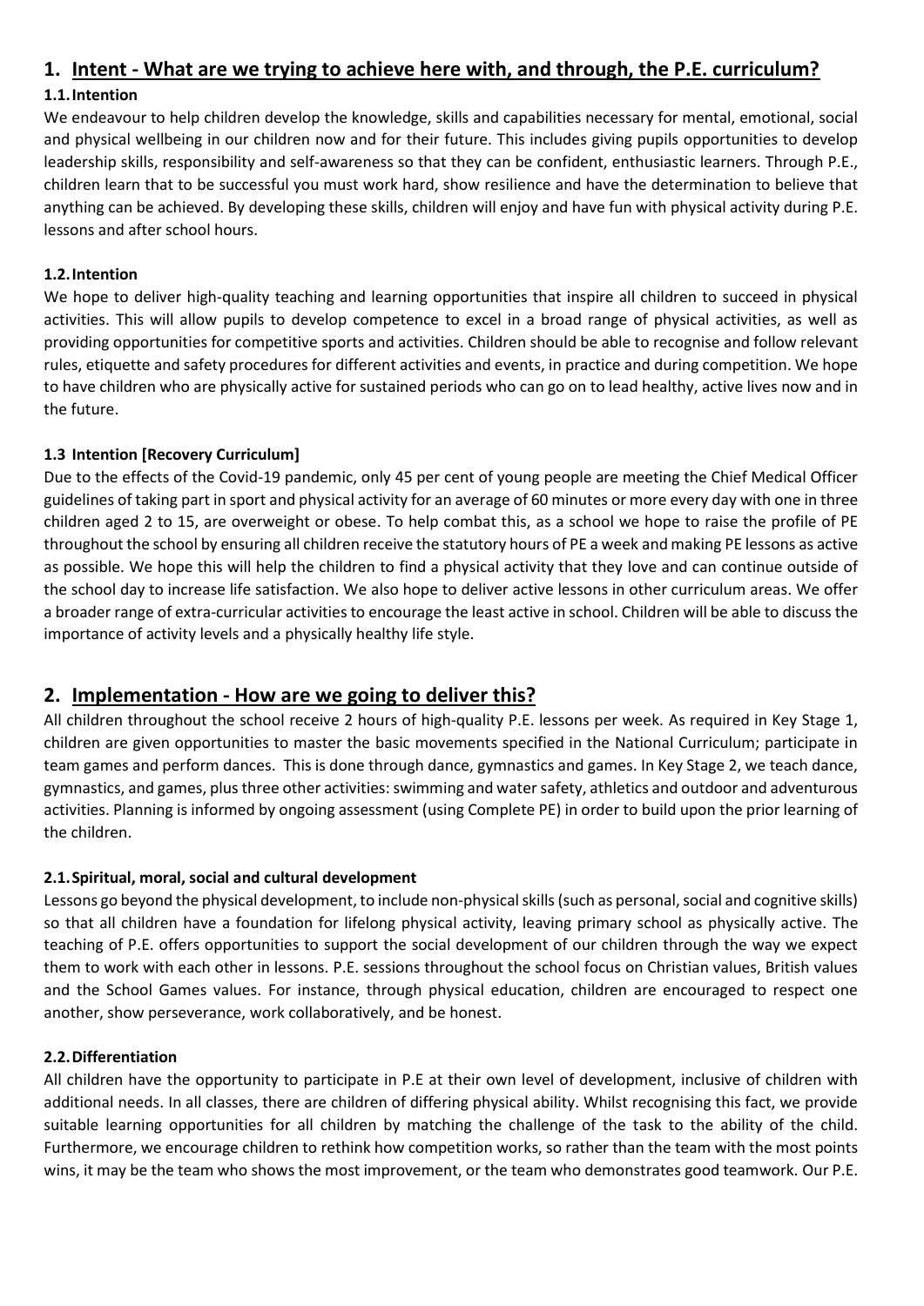## 1. Intent - What are we trying to achieve here with, and through, the P.E. curriculum?

### 1.1. Intention

We endeavour to help children develop the knowledge, skills and capabilities necessary for mental, emotional, social and physical wellbeing in our children now and for their future. This includes giving pupils opportunities to develop leadership skills, responsibility and self-awareness so that they can be confident, enthusiastic learners. Through P.E., children learn that to be successful you must work hard, show resilience and have the determination to believe that anything can be achieved. By developing these skills, children will enjoy and have fun with physical activity during P.E. lessons and after school hours.

### 1.2. Intention

We hope to deliver high-quality teaching and learning opportunities that inspire all children to succeed in physical activities. This will allow pupils to develop competence to excel in a broad range of physical activities, as well as providing opportunities for competitive sports and activities. Children should be able to recognise and follow relevant rules, etiquette and safety procedures for different activities and events, in practice and during competition. We hope to have children who are physically active for sustained periods who can go on to lead healthy, active lives now and in the future.

### 1.3 Intention [Recovery Curriculum]

Due to the effects of the Covid-19 pandemic, only 45 per cent of young people are meeting the Chief Medical Officer guidelines of taking part in sport and physical activity for an average of 60 minutes or more every day with one in three children aged 2 to 15, are overweight or obese. To help combat this, as a school we hope to raise the profile of PE throughout the school by ensuring all children receive the statutory hours of PE a week and making PE lessons as active as possible. We hope this will help the children to find a physical activity that they love and can continue outside of the school day to increase life satisfaction. We also hope to deliver active lessons in other curriculum areas. We offer a broader range of extra-curricular activities to encourage the least active in school. Children will be able to discuss the importance of activity levels and a physically healthy life style.

## 2. Implementation - How are we going to deliver this?

All children throughout the school receive 2 hours of high-quality P.E. lessons per week. As required in Key Stage 1, children are given opportunities to master the basic movements specified in the National Curriculum; participate in team games and perform dances. This is done through dance, gymnastics and games. In Key Stage 2, we teach dance, gymnastics, and games, plus three other activities: swimming and water safety, athletics and outdoor and adventurous activities. Planning is informed by ongoing assessment (using Complete PE) in order to build upon the prior learning of the children.

### 2.1. Spiritual, moral, social and cultural development

Lessons go beyond the physical development, to include non-physical skills (such as personal, social and cognitive skills) so that all children have a foundation for lifelong physical activity, leaving primary school as physically active. The teaching of P.E. offers opportunities to support the social development of our children through the way we expect them to work with each other in lessons. P.E. sessions throughout the school focus on Christian values, British values and the School Games values. For instance, through physical education, children are encouraged to respect one another, show perseverance, work collaboratively, and be honest.

### 2.2. Differentiation

All children have the opportunity to participate in P.E at their own level of development, inclusive of children with additional needs. In all classes, there are children of differing physical ability. Whilst recognising this fact, we provide suitable learning opportunities for all children by matching the challenge of the task to the ability of the child. Furthermore, we encourage children to rethink how competition works, so rather than the team with the most points wins, it may be the team who shows the most improvement, or the team who demonstrates good teamwork. Our P.E.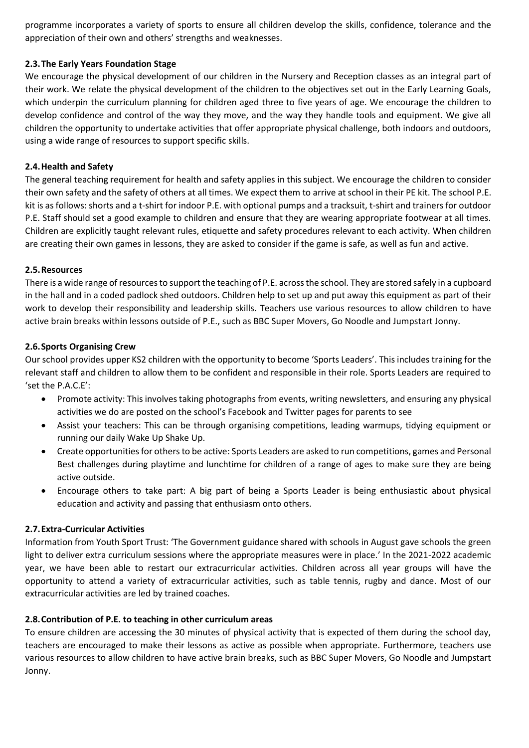programme incorporates a variety of sports to ensure all children develop the skills, confidence, tolerance and the appreciation of their own and others' strengths and weaknesses.

### 2.3. The Early Years Foundation Stage

We encourage the physical development of our children in the Nursery and Reception classes as an integral part of their work. We relate the physical development of the children to the objectives set out in the Early Learning Goals, which underpin the curriculum planning for children aged three to five years of age. We encourage the children to develop confidence and control of the way they move, and the way they handle tools and equipment. We give all children the opportunity to undertake activities that offer appropriate physical challenge, both indoors and outdoors, using a wide range of resources to support specific skills.

### 2.4. Health and Safety

The general teaching requirement for health and safety applies in this subject. We encourage the children to consider their own safety and the safety of others at all times. We expect them to arrive at school in their PE kit. The school P.E. kit is as follows: shorts and a t-shirt for indoor P.E. with optional pumps and a tracksuit, t-shirt and trainers for outdoor P.E. Staff should set a good example to children and ensure that they are wearing appropriate footwear at all times. Children are explicitly taught relevant rules, etiquette and safety procedures relevant to each activity. When children are creating their own games in lessons, they are asked to consider if the game is safe, as well as fun and active.

### 2.5. Resources

There is a wide range of resources to support the teaching of P.E. across the school. They are stored safely in a cupboard in the hall and in a coded padlock shed outdoors. Children help to set up and put away this equipment as part of their work to develop their responsibility and leadership skills. Teachers use various resources to allow children to have active brain breaks within lessons outside of P.E., such as BBC Super Movers, Go Noodle and Jumpstart Jonny.

### 2.6. Sports Organising Crew

Our school provides upper KS2 children with the opportunity to become 'Sports Leaders'. This includes training for the relevant staff and children to allow them to be confident and responsible in their role. Sports Leaders are required to 'set the P.A.C.E':

- Promote activity: This involves taking photographs from events, writing newsletters, and ensuring any physical activities we do are posted on the school's Facebook and Twitter pages for parents to see
- Assist your teachers: This can be through organising competitions, leading warmups, tidying equipment or running our daily Wake Up Shake Up.
- Create opportunities for others to be active: Sports Leaders are asked to run competitions, games and Personal Best challenges during playtime and lunchtime for children of a range of ages to make sure they are being active outside.
- Encourage others to take part: A big part of being a Sports Leader is being enthusiastic about physical education and activity and passing that enthusiasm onto others.

### 2.7. Extra-Curricular Activities

Information from Youth Sport Trust: 'The Government guidance shared with schools in August gave schools the green light to deliver extra curriculum sessions where the appropriate measures were in place.' In the 2021-2022 academic year, we have been able to restart our extracurricular activities. Children across all year groups will have the opportunity to attend a variety of extracurricular activities, such as table tennis, rugby and dance. Most of our extracurricular activities are led by trained coaches.

### 2.8. Contribution of P.E. to teaching in other curriculum areas

To ensure children are accessing the 30 minutes of physical activity that is expected of them during the school day, teachers are encouraged to make their lessons as active as possible when appropriate. Furthermore, teachers use various resources to allow children to have active brain breaks, such as BBC Super Movers, Go Noodle and Jumpstart Jonny.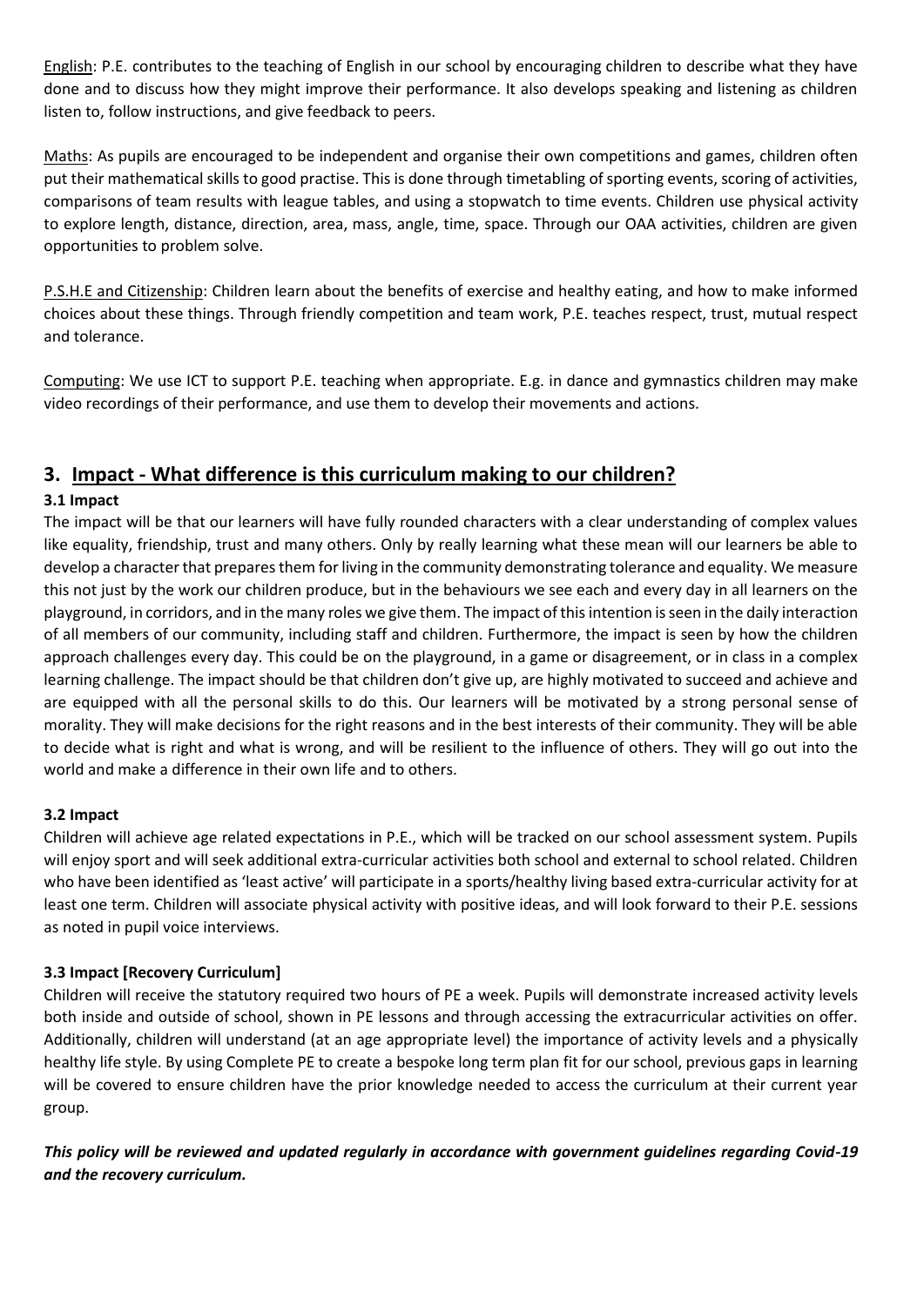<u>English</u>: P.E. contributes to the teaching of English in our school by encouraging children to describe what they have done and to discuss how they might improve their performance. It also develops speaking and listening as children listen to, follow instructions, and give feedback to peers.

<u>Maths</u>: As pupils are encouraged to be independent and organise their own competitions and games, children often put their mathematical skills to good practise. This is done through timetabling of sporting events, scoring of activities, comparisons of team results with league tables, and using a stopwatch to time events. Children use physical activity to explore length, distance, direction, area, mass, angle, time, space. Through our OAA activities, children are given opportunities to problem solve.

<u>P.S.H.E and Citizenship</u>: Children learn about the benefits of exercise and healthy eating, and how to make informed choices about these things. Through friendly competition and team work, P.E. teaches respect, trust, mutual respect and tolerance.

<u>Computing</u>: We use ICT to support P.E. teaching when appropriate. E.g. in dance and gymnastics children may make video recordings of their performance, and use them to develop their movements and actions.

## 3. <u>Impact - What difference is this curriculum making to our children?</u>

### 3.1 Impact

The impact will be that our learners will have fully rounded characters with a clear understanding of complex values like equality, friendship, trust and many others. Only by really learning what these mean will our learners be able to develop a character that prepares them for living in the community demonstrating tolerance and equality. We measure this not just by the work our children produce, but in the behaviours we see each and every day in all learners on the playground, in corridors, and in the many roles we give them. The impact of this intention is seen in the daily interaction of all members of our community, including staff and children. Furthermore, the impact is seen by how the children approach challenges every day. This could be on the playground, in a game or disagreement, or in class in a complex learning challenge. The impact should be that children don't give up, are highly motivated to succeed and achieve and are equipped with all the personal skills to do this. Our learners will be motivated by a strong personal sense of morality. They will make decisions for the right reasons and in the best interests of their community. They will be able to decide what is right and what is wrong, and will be resilient to the influence of others. They will go out into the world and make a difference in their own life and to others.

### 3.2 Impact

Children will achieve age related expectations in P.E., which will be tracked on our school assessment system. Pupils will enjoy sport and will seek additional extra-curricular activities both school and external to school related. Children who have been identified as 'least active' will participate in a sports/healthy living based extra-curricular activity for at least one term. Children will associate physical activity with positive ideas, and will look forward to their P.E. sessions as noted in pupil voice interviews.

### 3.3 Impact [Recovery Curriculum]

Children will receive the statutory required two hours of PE a week. Pupils will demonstrate increased activity levels both inside and outside of school, shown in PE lessons and through accessing the extracurricular activities on offer. Additionally, children will understand (at an age appropriate level) the importance of activity levels and a physically healthy life style. By using Complete PE to create a bespoke long term plan fit for our school, previous gaps in learning will be covered to ensure children have the prior knowledge needed to access the curriculum at their current year group.

***This policy will be reviewed and updated regularly in accordance with government guidelines regarding Covid-19 and the recovery curriculum.***